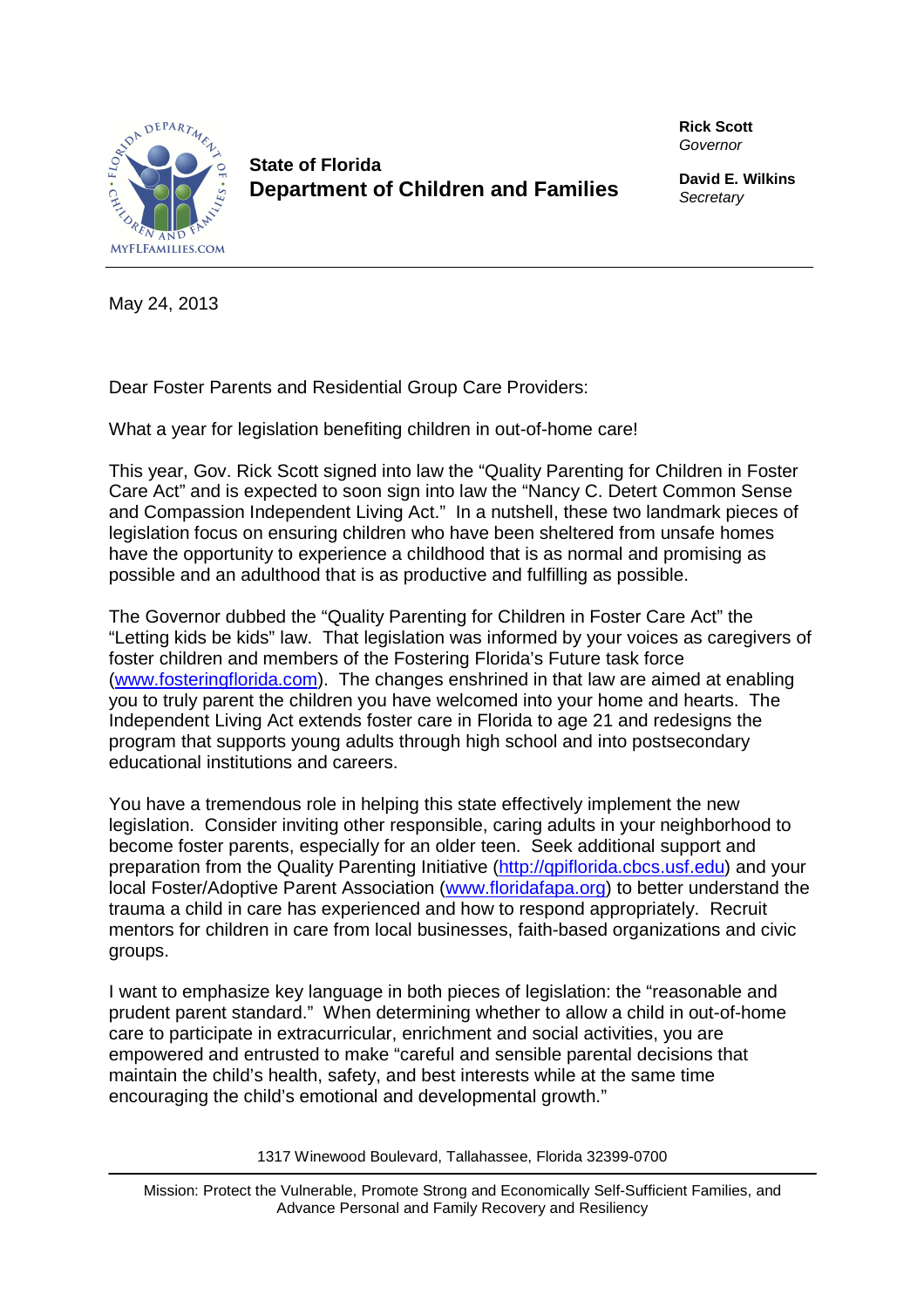**State of Florida**
**Department of Children and Families**

**Rick Scott**
*Governor*

**David E. Wilkins**
*Secretary*

May 24, 2013

Dear Foster Parents and Residential Group Care Providers:

What a year for legislation benefiting children in out-of-home care!

This year, Gov. Rick Scott signed into law the "Quality Parenting for Children in Foster Care Act" and is expected to soon sign into law the "Nancy C. Detert Common Sense and Compassion Independent Living Act." In a nutshell, these two landmark pieces of legislation focus on ensuring children who have been sheltered from unsafe homes have the opportunity to experience a childhood that is as normal and promising as possible and an adulthood that is as productive and fulfilling as possible.

The Governor dubbed the "Quality Parenting for Children in Foster Care Act" the "Letting kids be kids" law. That legislation was informed by your voices as caregivers of foster children and members of the Fostering Florida's Future task force (www.fosteringflorida.com). The changes enshrined in that law are aimed at enabling you to truly parent the children you have welcomed into your home and hearts. The Independent Living Act extends foster care in Florida to age 21 and redesigns the program that supports young adults through high school and into postsecondary educational institutions and careers.

You have a tremendous role in helping this state effectively implement the new legislation. Consider inviting other responsible, caring adults in your neighborhood to become foster parents, especially for an older teen. Seek additional support and preparation from the Quality Parenting Initiative (http://qpiflorida.cbcs.usf.edu) and your local Foster/Adoptive Parent Association (www.floridafapa.org) to better understand the trauma a child in care has experienced and how to respond appropriately. Recruit mentors for children in care from local businesses, faith-based organizations and civic groups.

I want to emphasize key language in both pieces of legislation: the "reasonable and prudent parent standard." When determining whether to allow a child in out-of-home care to participate in extracurricular, enrichment and social activities, you are empowered and entrusted to make "careful and sensible parental decisions that maintain the child's health, safety, and best interests while at the same time encouraging the child's emotional and developmental growth."

1317 Winewood Boulevard, Tallahassee, Florida 32399-0700

Mission: Protect the Vulnerable, Promote Strong and Economically Self-Sufficient Families, and Advance Personal and Family Recovery and Resiliency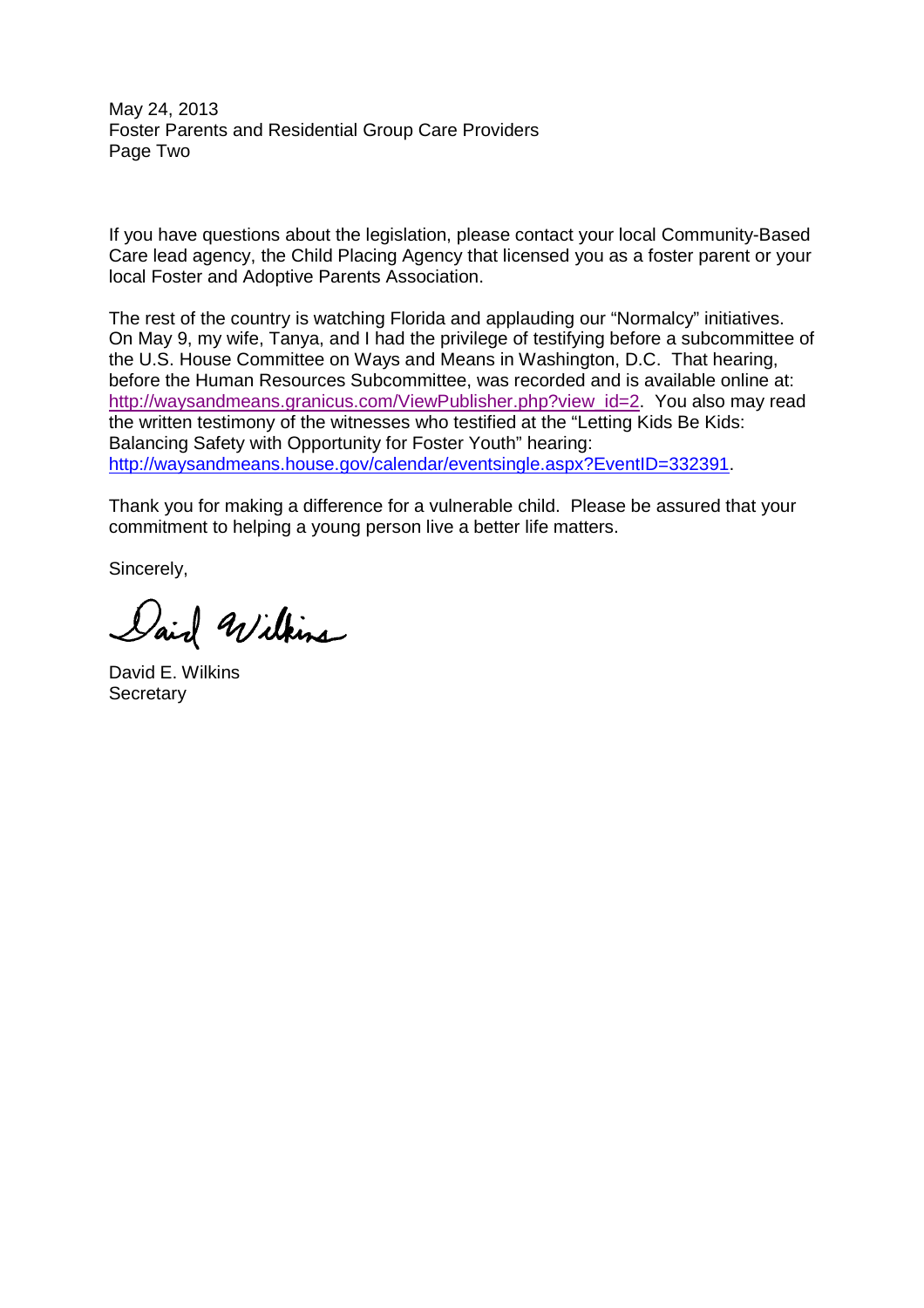If you have questions about the legislation, please contact your local Community-Based Care lead agency, the Child Placing Agency that licensed you as a foster parent or your local Foster and Adoptive Parents Association.

The rest of the country is watching Florida and applauding our "Normalcy" initiatives. On May 9, my wife, Tanya, and I had the privilege of testifying before a subcommittee of the U.S. House Committee on Ways and Means in Washington, D.C. That hearing, before the Human Resources Subcommittee, was recorded and is available online at: http://waysandmeans.granicus.com/ViewPublisher.php?view_id=2. You also may read the written testimony of the witnesses who testified at the "Letting Kids Be Kids: Balancing Safety with Opportunity for Foster Youth" hearing: http://waysandmeans.house.gov/calendar/eventsingle.aspx?EventID=332391.

Thank you for making a difference for a vulnerable child. Please be assured that your commitment to helping a young person live a better life matters.

Sincerely,

David Wilkins

David E. Wilkins
Secretary